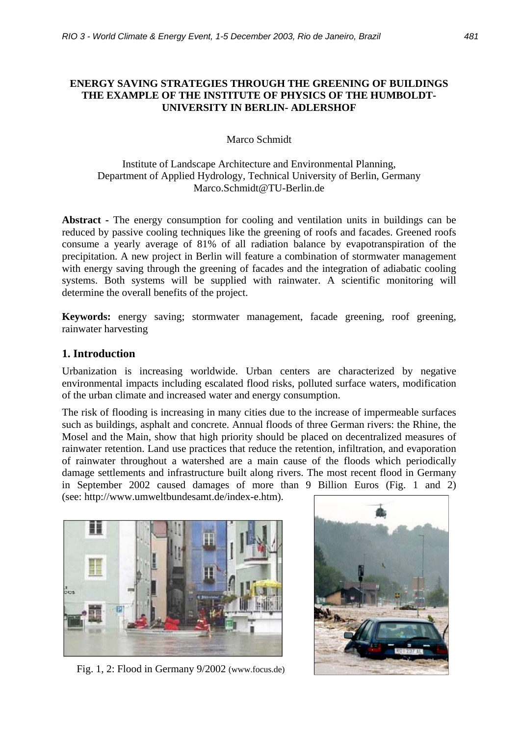**ENERGY SAVING STRATEGIES THROUGH THE GREENING OF BUILDINGS THE EXAMPLE OF THE INSTITUTE OF PHYSICS OF THE HUMBOLDT-UNIVERSITY IN BERLIN- ADLERSHOF**

Marco Schmidt

Institute of Landscape Architecture and Environmental Planning,
Department of Applied Hydrology, Technical University of Berlin, Germany
Marco.Schmidt@TU-Berlin.de

**Abstract -** The energy consumption for cooling and ventilation units in buildings can be reduced by passive cooling techniques like the greening of roofs and facades. Greened roofs consume a yearly average of 81% of all radiation balance by evapotranspiration of the precipitation. A new project in Berlin will feature a combination of stormwater management with energy saving through the greening of facades and the integration of adiabatic cooling systems. Both systems will be supplied with rainwater. A scientific monitoring will determine the overall benefits of the project.

**Keywords:** energy saving; stormwater management, facade greening, roof greening, rainwater harvesting

## 1. Introduction

Urbanization is increasing worldwide. Urban centers are characterized by negative environmental impacts including escalated flood risks, polluted surface waters, modification of the urban climate and increased water and energy consumption.

The risk of flooding is increasing in many cities due to the increase of impermeable surfaces such as buildings, asphalt and concrete. Annual floods of three German rivers: the Rhine, the Mosel and the Main, show that high priority should be placed on decentralized measures of rainwater retention. Land use practices that reduce the retention, infiltration, and evaporation of rainwater throughout a watershed are a main cause of the floods which periodically damage settlements and infrastructure built along rivers. The most recent flood in Germany in September 2002 caused damages of more than 9 Billion Euros (Fig. 1 and 2) (see: http://www.umweltbundesamt.de/index-e.htm).

Fig. 1, 2: Flood in Germany 9/2002 (www.focus.de)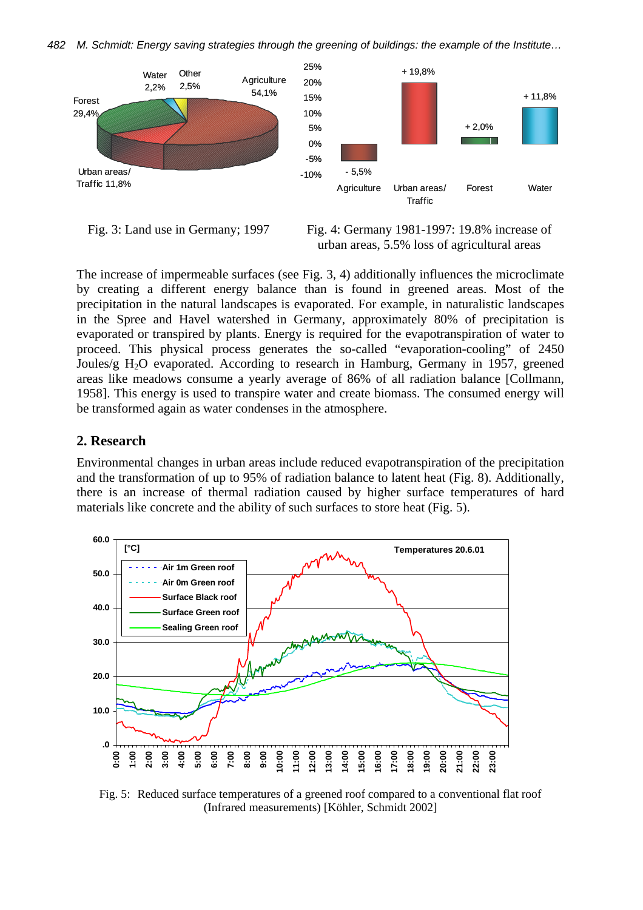Fig. 3: Land use in Germany; 1997

Fig. 4: Germany 1981-1997: 19.8% increase of urban areas, 5.5% loss of agricultural areas

The increase of impermeable surfaces (see Fig. 3, 4) additionally influences the microclimate by creating a different energy balance than is found in greened areas. Most of the precipitation in the natural landscapes is evaporated. For example, in naturalistic landscapes in the Spree and Havel watershed in Germany, approximately 80% of precipitation is evaporated or transpired by plants. Energy is required for the evapotranspiration of water to proceed. This physical process generates the so-called "evaporation-cooling" of 2450 Joules/g $H_2O$ evaporated. According to research in Hamburg, Germany in 1957, greened areas like meadows consume a yearly average of 86% of all radiation balance [Collmann, 1958]. This energy is used to transpire water and create biomass. The consumed energy will be transformed again as water condenses in the atmosphere.

## 2. Research

Environmental changes in urban areas include reduced evapotranspiration of the precipitation and the transformation of up to 95% of radiation balance to latent heat (Fig. 8). Additionally, there is an increase of thermal radiation caused by higher surface temperatures of hard materials like concrete and the ability of such surfaces to store heat (Fig. 5).

Fig. 5: Reduced surface temperatures of a greened roof compared to a conventional flat roof (Infrared measurements) [Köhler, Schmidt 2002]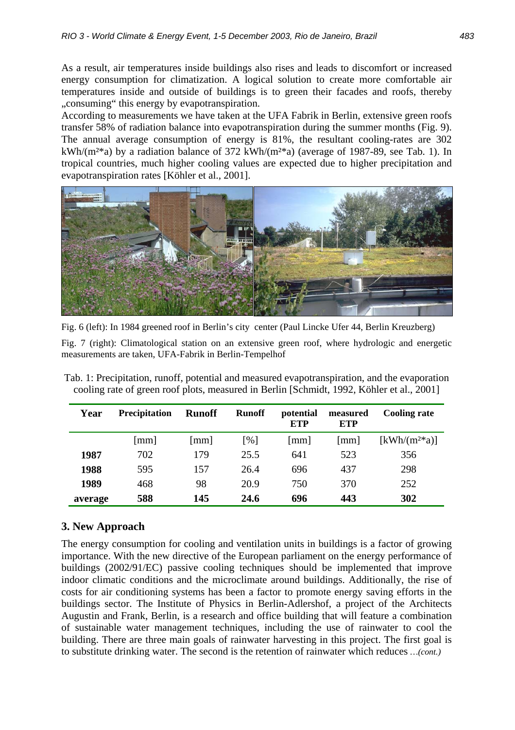As a result, air temperatures inside buildings also rises and leads to discomfort or increased energy consumption for climatization. A logical solution to create more comfortable air temperatures inside and outside of buildings is to green their facades and roofs, thereby „consuming" this energy by evapotranspiration.
According to measurements we have taken at the UFA Fabrik in Berlin, extensive green roofs transfer 58% of radiation balance into evapotranspiration during the summer months (Fig. 9). The annual average consumption of energy is 81%, the resultant cooling-rates are 302 kWh/(m²*a) by a radiation balance of 372 kWh/(m²*a) (average of 1987-89, see Tab. 1). In tropical countries, much higher cooling values are expected due to higher precipitation and evapotranspiration rates [Köhler et al., 2001].

Fig. 6 (left): In 1984 greened roof in Berlin's city center (Paul Lincke Ufer 44, Berlin Kreuzberg)

Fig. 7 (right): Climatological station on an extensive green roof, where hydrologic and energetic measurements are taken, UFA-Fabrik in Berlin-Tempelhof

Tab. 1: Precipitation, runoff, potential and measured evapotranspiration, and the evaporation cooling rate of green roof plots, measured in Berlin [Schmidt, 1992, Köhler et al., 2001]

| Year | Precipitation | Runoff | Runoff | potential ETP | measured ETP | Cooling rate |
|---|---|---|---|---|---|---|
| | [mm] | [mm] | [%] | [mm] | [mm] | [kWh/(m²*a)] |
| **1987** | 702 | 179 | 25.5 | 641 | 523 | 356 |
| **1988** | 595 | 157 | 26.4 | 696 | 437 | 298 |
| **1989** | 468 | 98 | 20.9 | 750 | 370 | 252 |
| **average** | **588** | **145** | **24.6** | **696** | **443** | **302** |

## 3. New Approach

The energy consumption for cooling and ventilation units in buildings is a factor of growing importance. With the new directive of the European parliament on the energy performance of buildings (2002/91/EC) passive cooling techniques should be implemented that improve indoor climatic conditions and the microclimate around buildings. Additionally, the rise of costs for air conditioning systems has been a factor to promote energy saving efforts in the buildings sector. The Institute of Physics in Berlin-Adlershof, a project of the Architects Augustin and Frank, Berlin, is a research and office building that will feature a combination of sustainable water management techniques, including the use of rainwater to cool the building. There are three main goals of rainwater harvesting in this project. The first goal is to substitute drinking water. The second is the retention of rainwater which reduces *...(cont.)*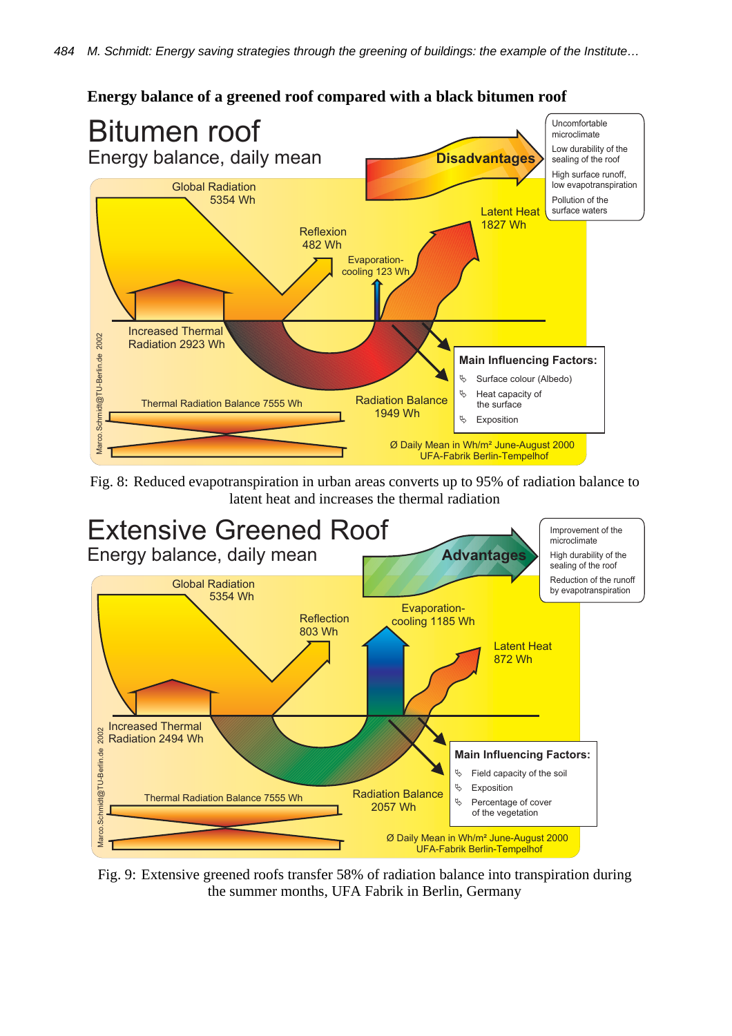**Energy balance of a greened roof compared with a black bitumen roof**

# Bitumen roof

Energy balance, daily mean

Disadvantages

- Uncomfortable microclimate
- Low durability of the sealing of the roof
- High surface runoff, low evapotranspiration
- Pollution of the surface waters

Global Radiation 5354 Wh

Reflexion 482 Wh

Evaporation-cooling 123 Wh

Latent Heat 1827 Wh

Increased Thermal Radiation 2923 Wh

Thermal Radiation Balance 7555 Wh

Radiation Balance 1949 Wh

**Main Influencing Factors:**

- Surface colour (Albedo)
- Heat capacity of the surface
- Exposition

Ø Daily Mean in Wh/m² June-August 2000
UFA-Fabrik Berlin-Tempelhof

Marco.Schmidt@TU-Berlin.de 2002

Fig. 8: Reduced evapotranspiration in urban areas converts up to 95% of radiation balance to latent heat and increases the thermal radiation

# Extensive Greened Roof

Energy balance, daily mean

Advantages

- Improvement of the microclimate
- High durability of the sealing of the roof
- Reduction of the runoff by evapotranspiration

Global Radiation 5354 Wh

Reflection 803 Wh

Evaporation-cooling 1185 Wh

Latent Heat 872 Wh

Increased Thermal Radiation 2494 Wh

Thermal Radiation Balance 7555 Wh

Radiation Balance 2057 Wh

**Main Influencing Factors:**

- Field capacity of the soil
- Exposition
- Percentage of cover of the vegetation

Ø Daily Mean in Wh/m² June-August 2000
UFA-Fabrik Berlin-Tempelhof

Marco.Schmidt@TU-Berlin.de 2002

Fig. 9: Extensive greened roofs transfer 58% of radiation balance into transpiration during the summer months, UFA Fabrik in Berlin, Germany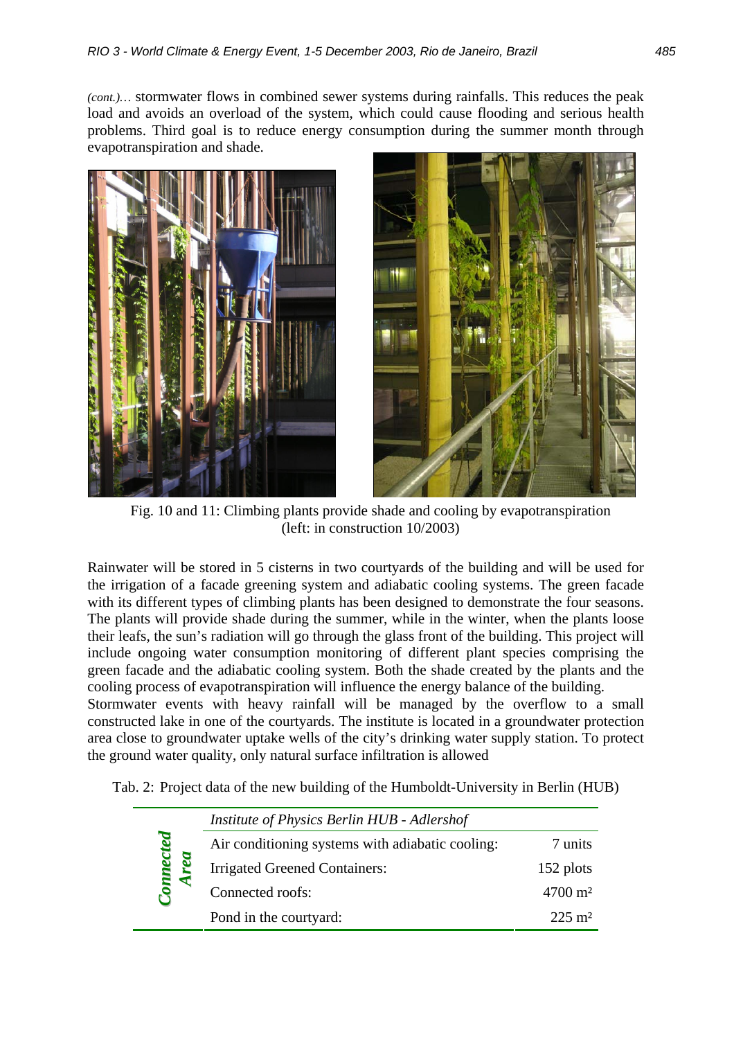*(cont.)…* stormwater flows in combined sewer systems during rainfalls. This reduces the peak load and avoids an overload of the system, which could cause flooding and serious health problems. Third goal is to reduce energy consumption during the summer month through evapotranspiration and shade.

Fig. 10 and 11: Climbing plants provide shade and cooling by evapotranspiration (left: in construction 10/2003)

Rainwater will be stored in 5 cisterns in two courtyards of the building and will be used for the irrigation of a facade greening system and adiabatic cooling systems. The green facade with its different types of climbing plants has been designed to demonstrate the four seasons. The plants will provide shade during the summer, while in the winter, when the plants loose their leafs, the sun's radiation will go through the glass front of the building. This project will include ongoing water consumption monitoring of different plant species comprising the green facade and the adiabatic cooling system. Both the shade created by the plants and the cooling process of evapotranspiration will influence the energy balance of the building.
Stormwater events with heavy rainfall will be managed by the overflow to a small constructed lake in one of the courtyards. The institute is located in a groundwater protection area close to groundwater uptake wells of the city's drinking water supply station. To protect the ground water quality, only natural surface infiltration is allowed

Tab. 2: Project data of the new building of the Humboldt-University in Berlin (HUB)

| | *Institute of Physics Berlin HUB - Adlershof* | |
|---|---|---|
| ***Connected Area*** | Air conditioning systems with adiabatic cooling: | 7 units |
| | Irrigated Greened Containers: | 152 plots |
| | Connected roofs: | 4700 m² |
| | Pond in the courtyard: | 225 m² |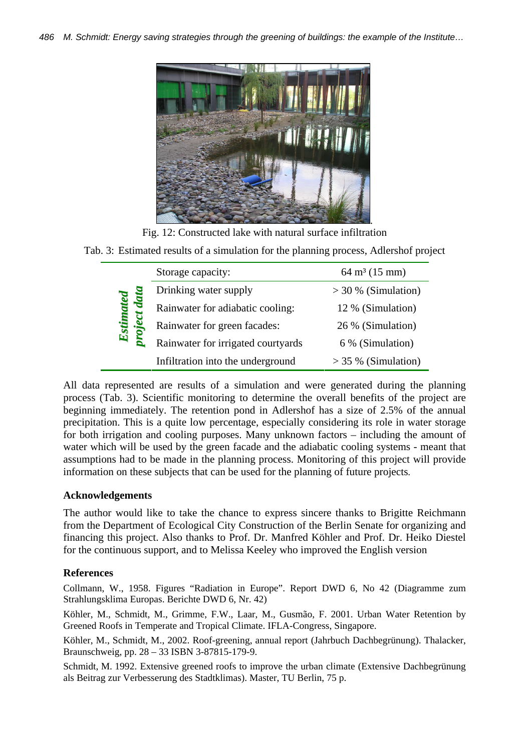Fig. 12: Constructed lake with natural surface infiltration

Tab. 3: Estimated results of a simulation for the planning process, Adlershof project

| | | |
|---|---|---|
| *Estimated project data* | Storage capacity: | 64 m³ (15 mm) |
| | Drinking water supply | > 30 % (Simulation) |
| | Rainwater for adiabatic cooling: | 12 % (Simulation) |
| | Rainwater for green facades: | 26 % (Simulation) |
| | Rainwater for irrigated courtyards | 6 % (Simulation) |
| | Infiltration into the underground | > 35 % (Simulation) |

All data represented are results of a simulation and were generated during the planning process (Tab. 3). Scientific monitoring to determine the overall benefits of the project are beginning immediately. The retention pond in Adlershof has a size of 2.5% of the annual precipitation. This is a quite low percentage, especially considering its role in water storage for both irrigation and cooling purposes. Many unknown factors – including the amount of water which will be used by the green facade and the adiabatic cooling systems - meant that assumptions had to be made in the planning process. Monitoring of this project will provide information on these subjects that can be used for the planning of future projects.

### Acknowledgements

The author would like to take the chance to express sincere thanks to Brigitte Reichmann from the Department of Ecological City Construction of the Berlin Senate for organizing and financing this project. Also thanks to Prof. Dr. Manfred Köhler and Prof. Dr. Heiko Diestel for the continuous support, and to Melissa Keeley who improved the English version

### References

Collmann, W., 1958. Figures "Radiation in Europe". Report DWD 6, No 42 (Diagramme zum Strahlungsklima Europas. Berichte DWD 6, Nr. 42)

Köhler, M., Schmidt, M., Grimme, F.W., Laar, M., Gusmão, F. 2001. Urban Water Retention by Greened Roofs in Temperate and Tropical Climate. IFLA-Congress, Singapore.

Köhler, M., Schmidt, M., 2002. Roof-greening, annual report (Jahrbuch Dachbegrünung). Thalacker, Braunschweig, pp. 28 – 33 ISBN 3-87815-179-9.

Schmidt, M. 1992. Extensive greened roofs to improve the urban climate (Extensive Dachbegrünung als Beitrag zur Verbesserung des Stadtklimas). Master, TU Berlin, 75 p.